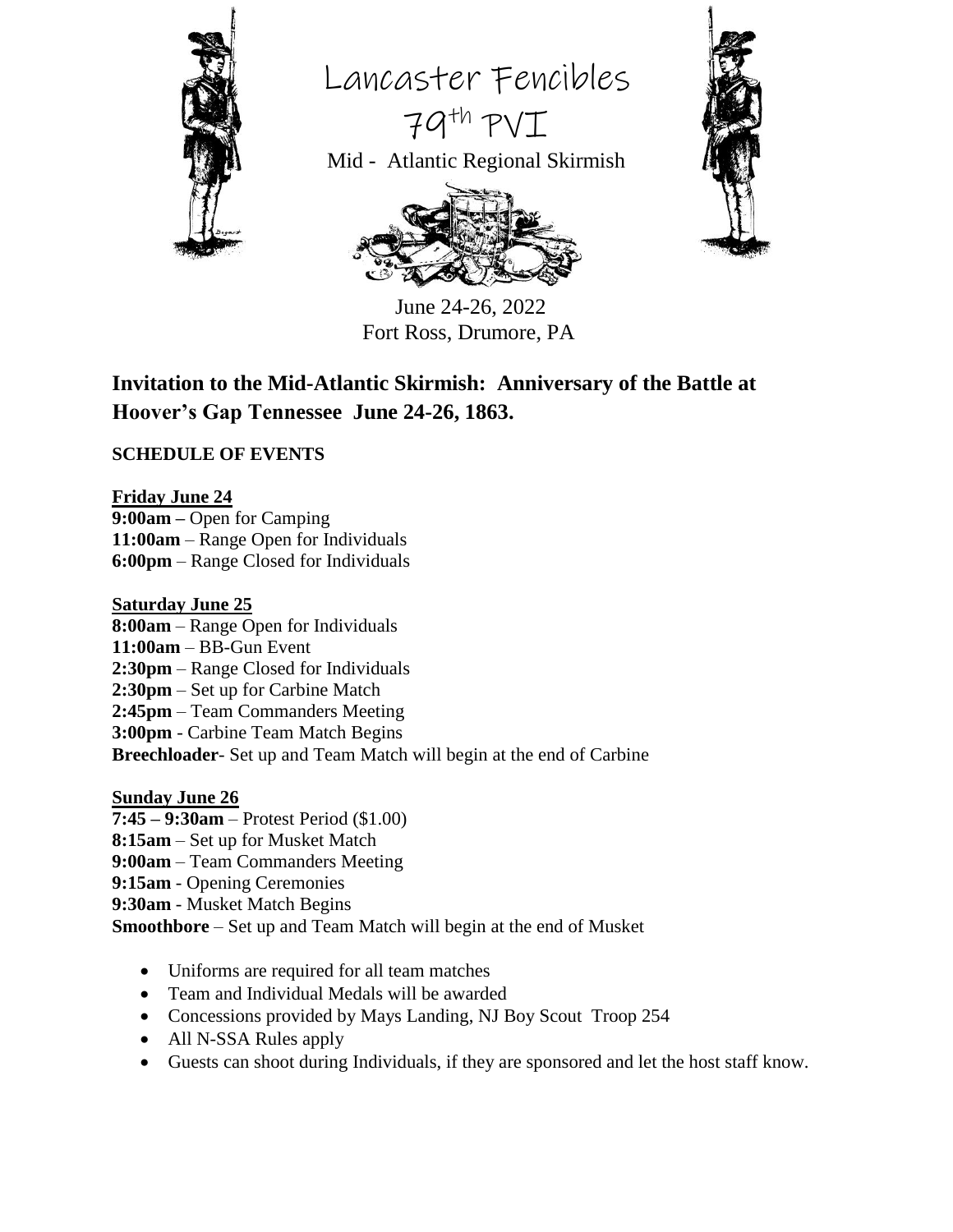# Lancaster Fencibles

# 79th PVI

Mid - Atlantic Regional Skirmish

June 24-26, 2022
Fort Ross, Drumore, PA

## Invitation to the Mid-Atlantic Skirmish: Anniversary of the Battle at Hoover's Gap Tennessee June 24-26, 1863.

### SCHEDULE OF EVENTS

**Friday June 24**
**9:00am –** Open for Camping
**11:00am** – Range Open for Individuals
**6:00pm** – Range Closed for Individuals

**Saturday June 25**
**8:00am** – Range Open for Individuals
**11:00am** – BB-Gun Event
**2:30pm** – Range Closed for Individuals
**2:30pm** – Set up for Carbine Match
**2:45pm** – Team Commanders Meeting
**3:00pm** - Carbine Team Match Begins
**Breechloader**- Set up and Team Match will begin at the end of Carbine

**Sunday June 26**
**7:45 – 9:30am** – Protest Period ($1.00)
**8:15am** – Set up for Musket Match
**9:00am** – Team Commanders Meeting
**9:15am** - Opening Ceremonies
**9:30am** - Musket Match Begins
**Smoothbore** – Set up and Team Match will begin at the end of Musket

- Uniforms are required for all team matches
- Team and Individual Medals will be awarded
- Concessions provided by Mays Landing, NJ Boy Scout Troop 254
- All N-SSA Rules apply
- Guests can shoot during Individuals, if they are sponsored and let the host staff know.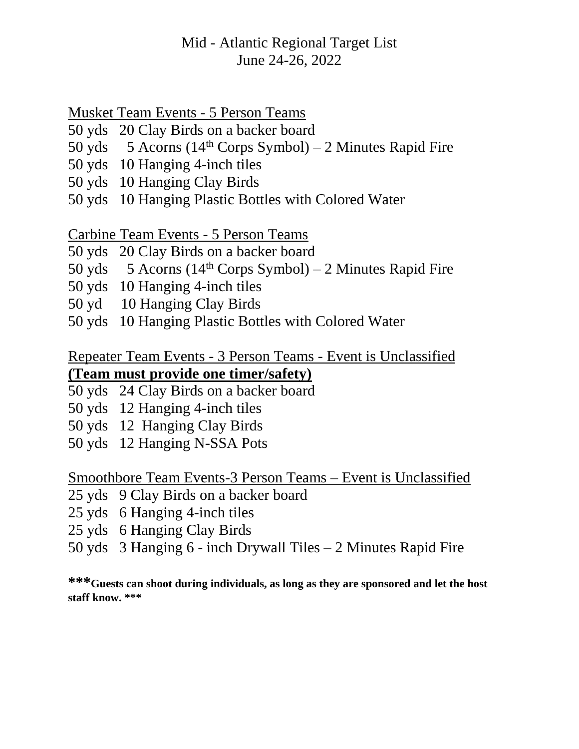# Mid - Atlantic Regional Target List
June 24-26, 2022

Musket Team Events - 5 Person Teams

50 yds   20 Clay Birds on a backer board
50 yds   5 Acorns ($14^{th}$ Corps Symbol) – 2 Minutes Rapid Fire
50 yds   10 Hanging 4-inch tiles
50 yds   10 Hanging Clay Birds
50 yds   10 Hanging Plastic Bottles with Colored Water

Carbine Team Events - 5 Person Teams

50 yds   20 Clay Birds on a backer board
50 yds   5 Acorns ($14^{th}$ Corps Symbol) – 2 Minutes Rapid Fire
50 yds   10 Hanging 4-inch tiles
50 yd   10 Hanging Clay Birds
50 yds   10 Hanging Plastic Bottles with Colored Water

Repeater Team Events - 3 Person Teams - Event is Unclassified
**(Team must provide one timer/safety)**

50 yds   24 Clay Birds on a backer board
50 yds   12 Hanging 4-inch tiles
50 yds   12 Hanging Clay Birds
50 yds   12 Hanging N-SSA Pots

Smoothbore Team Events-3 Person Teams – Event is Unclassified

25 yds   9 Clay Birds on a backer board
25 yds   6 Hanging 4-inch tiles
25 yds   6 Hanging Clay Birds
50 yds   3 Hanging 6 - inch Drywall Tiles – 2 Minutes Rapid Fire

**\*\*\*Guests can shoot during individuals, as long as they are sponsored and let the host staff know. \*\*\***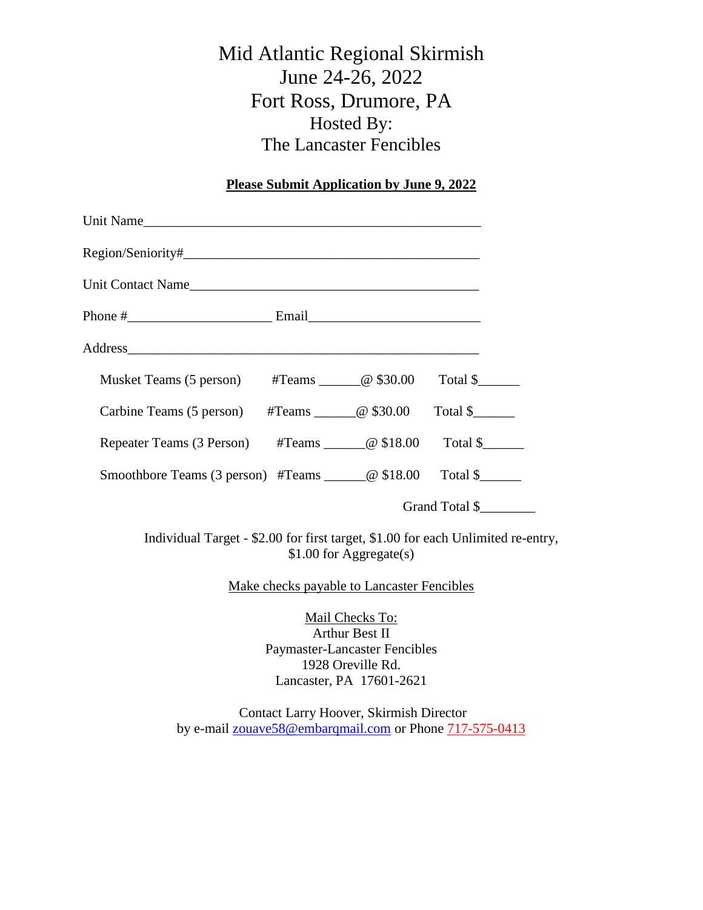# Mid Atlantic Regional Skirmish
## June 24-26, 2022
## Fort Ross, Drumore, PA
### Hosted By:
### The Lancaster Fencibles

**Please Submit Application by June 9, 2022**

Unit Name_________________________________________________

Region/Seniority#___________________________________________

Unit Contact Name__________________________________________

Phone #_____________________ Email_________________________

Address_____________________________________________________

| | | | |
|---|---|---|---|
| Musket Teams (5 person) | #Teams ______ | @ $30.00 | Total $______ |
| Carbine Teams (5 person) | #Teams ______ | @ $30.00 | Total $______ |
| Repeater Teams (3 Person) | #Teams ______ | @ $18.00 | Total $______ |
| Smoothbore Teams (3 person) | #Teams ______ | @ $18.00 | Total $______ |
| | | | Grand Total $________ |

Individual Target - $2.00 for first target, $1.00 for each Unlimited re-entry, $1.00 for Aggregate(s)

Make checks payable to Lancaster Fencibles

Mail Checks To:
Arthur Best II
Paymaster-Lancaster Fencibles
1928 Oreville Rd.
Lancaster, PA 17601-2621

Contact Larry Hoover, Skirmish Director
by e-mail zouave58@embarqmail.com or Phone 717-575-0413